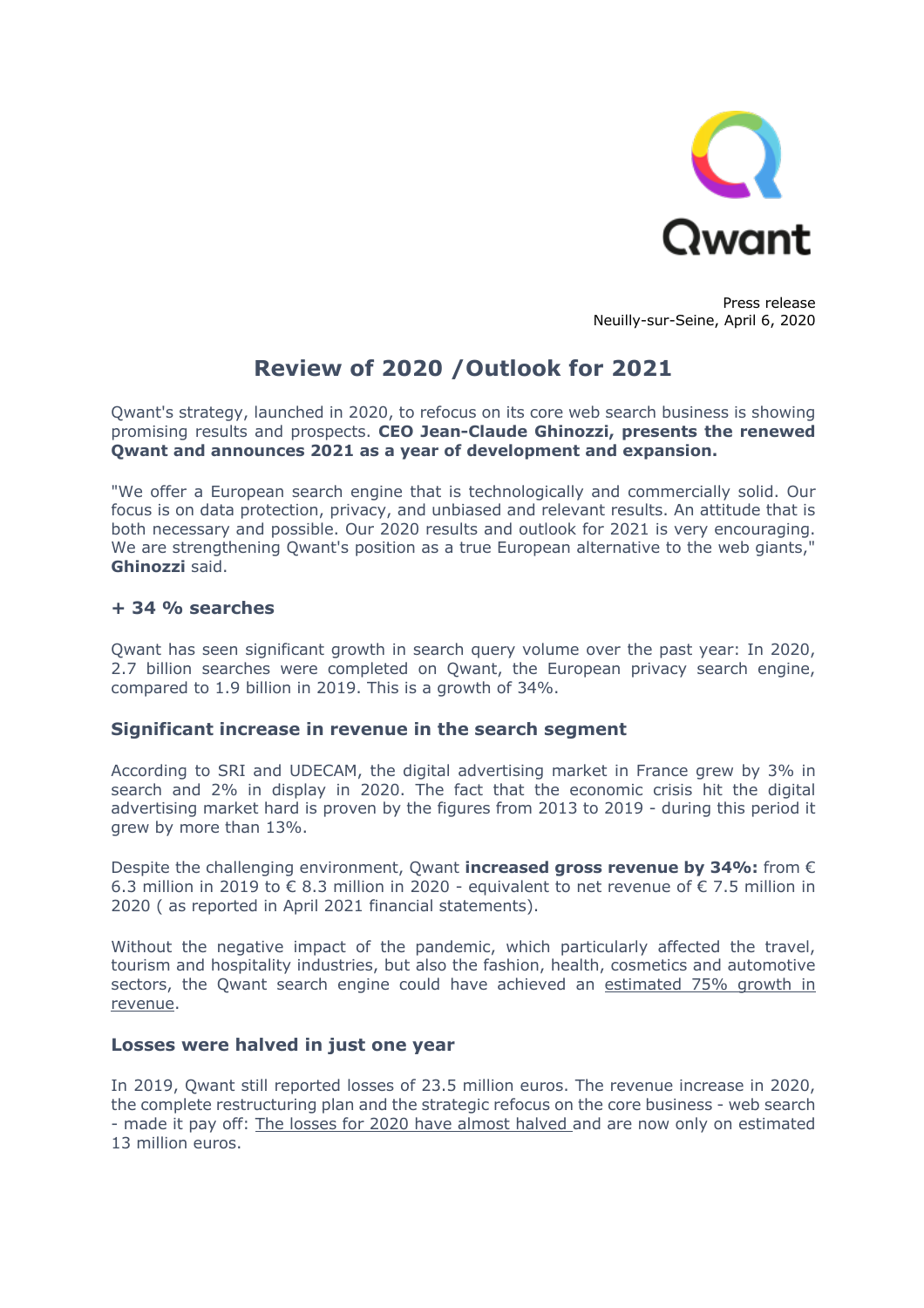Qwant

Press release
Neuilly-sur-Seine, April 6, 2020

# Review of 2020 /Outlook for 2021

Qwant's strategy, launched in 2020, to refocus on its core web search business is showing promising results and prospects. **CEO Jean-Claude Ghinozzi, presents the renewed Qwant and announces 2021 as a year of development and expansion.**

"We offer a European search engine that is technologically and commercially solid. Our focus is on data protection, privacy, and unbiased and relevant results. An attitude that is both necessary and possible. Our 2020 results and outlook for 2021 is very encouraging. We are strengthening Qwant's position as a true European alternative to the web giants," **Ghinozzi** said.

### + 34 % searches

Qwant has seen significant growth in search query volume over the past year: In 2020, 2.7 billion searches were completed on Qwant, the European privacy search engine, compared to 1.9 billion in 2019. This is a growth of 34%.

### Significant increase in revenue in the search segment

According to SRI and UDECAM, the digital advertising market in France grew by 3% in search and 2% in display in 2020. The fact that the economic crisis hit the digital advertising market hard is proven by the figures from 2013 to 2019 - during this period it grew by more than 13%.

Despite the challenging environment, Qwant **increased gross revenue by 34%:** from € 6.3 million in 2019 to € 8.3 million in 2020 - equivalent to net revenue of € 7.5 million in 2020 ( as reported in April 2021 financial statements).

Without the negative impact of the pandemic, which particularly affected the travel, tourism and hospitality industries, but also the fashion, health, cosmetics and automotive sectors, the Qwant search engine could have achieved an estimated 75% growth in revenue.

### Losses were halved in just one year

In 2019, Qwant still reported losses of 23.5 million euros. The revenue increase in 2020, the complete restructuring plan and the strategic refocus on the core business - web search - made it pay off: The losses for 2020 have almost halved and are now only on estimated 13 million euros.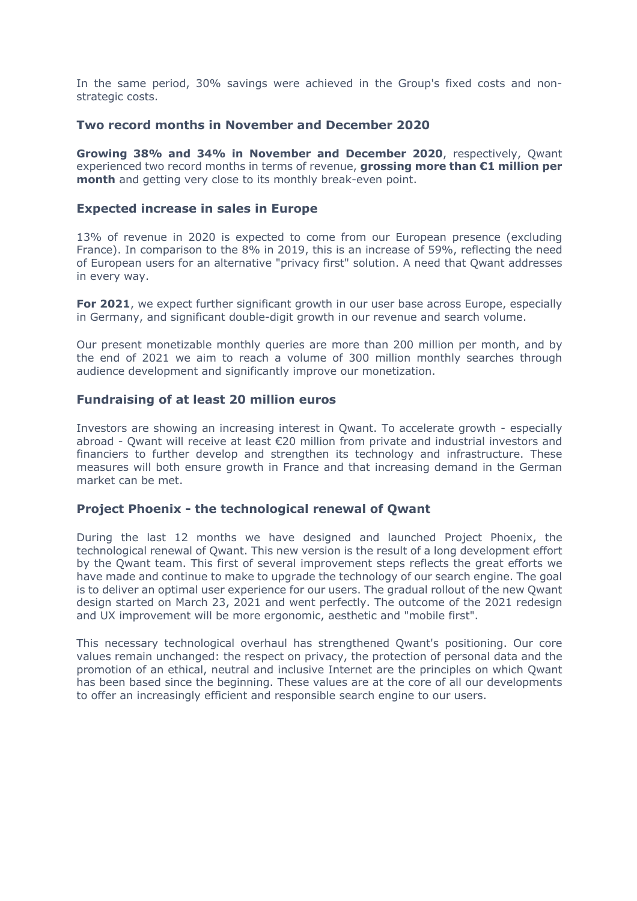In the same period, 30% savings were achieved in the Group's fixed costs and non-strategic costs.

### Two record months in November and December 2020

**Growing 38% and 34% in November and December 2020**, respectively, Qwant experienced two record months in terms of revenue, **grossing more than €1 million per month** and getting very close to its monthly break-even point.

### Expected increase in sales in Europe

13% of revenue in 2020 is expected to come from our European presence (excluding France). In comparison to the 8% in 2019, this is an increase of 59%, reflecting the need of European users for an alternative "privacy first" solution. A need that Qwant addresses in every way.

**For 2021**, we expect further significant growth in our user base across Europe, especially in Germany, and significant double-digit growth in our revenue and search volume.

Our present monetizable monthly queries are more than 200 million per month, and by the end of 2021 we aim to reach a volume of 300 million monthly searches through audience development and significantly improve our monetization.

### Fundraising of at least 20 million euros

Investors are showing an increasing interest in Qwant. To accelerate growth - especially abroad - Qwant will receive at least €20 million from private and industrial investors and financiers to further develop and strengthen its technology and infrastructure. These measures will both ensure growth in France and that increasing demand in the German market can be met.

### Project Phoenix - the technological renewal of Qwant

During the last 12 months we have designed and launched Project Phoenix, the technological renewal of Qwant. This new version is the result of a long development effort by the Qwant team. This first of several improvement steps reflects the great efforts we have made and continue to make to upgrade the technology of our search engine. The goal is to deliver an optimal user experience for our users. The gradual rollout of the new Qwant design started on March 23, 2021 and went perfectly. The outcome of the 2021 redesign and UX improvement will be more ergonomic, aesthetic and "mobile first".

This necessary technological overhaul has strengthened Qwant's positioning. Our core values remain unchanged: the respect on privacy, the protection of personal data and the promotion of an ethical, neutral and inclusive Internet are the principles on which Qwant has been based since the beginning. These values are at the core of all our developments to offer an increasingly efficient and responsible search engine to our users.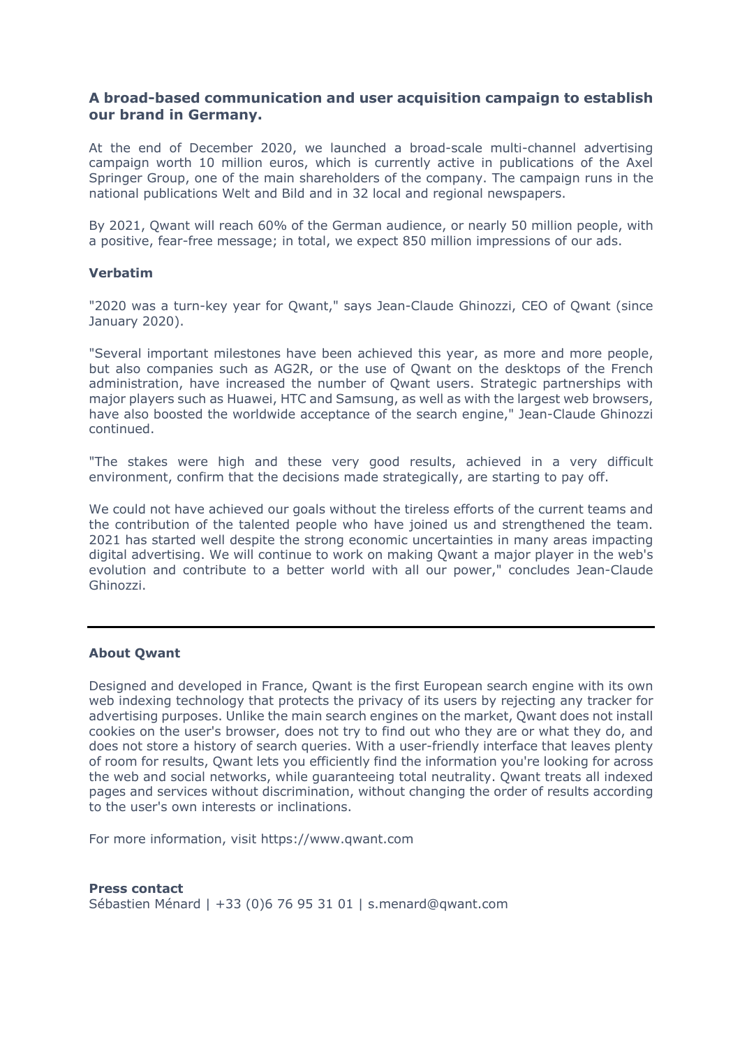**A broad-based communication and user acquisition campaign to establish our brand in Germany.**

At the end of December 2020, we launched a broad-scale multi-channel advertising campaign worth 10 million euros, which is currently active in publications of the Axel Springer Group, one of the main shareholders of the company. The campaign runs in the national publications Welt and Bild and in 32 local and regional newspapers.

By 2021, Qwant will reach 60% of the German audience, or nearly 50 million people, with a positive, fear-free message; in total, we expect 850 million impressions of our ads.

**Verbatim**

"2020 was a turn-key year for Qwant," says Jean-Claude Ghinozzi, CEO of Qwant (since January 2020).

"Several important milestones have been achieved this year, as more and more people, but also companies such as AG2R, or the use of Qwant on the desktops of the French administration, have increased the number of Qwant users. Strategic partnerships with major players such as Huawei, HTC and Samsung, as well as with the largest web browsers, have also boosted the worldwide acceptance of the search engine," Jean-Claude Ghinozzi continued.

"The stakes were high and these very good results, achieved in a very difficult environment, confirm that the decisions made strategically, are starting to pay off.

We could not have achieved our goals without the tireless efforts of the current teams and the contribution of the talented people who have joined us and strengthened the team. 2021 has started well despite the strong economic uncertainties in many areas impacting digital advertising. We will continue to work on making Qwant a major player in the web's evolution and contribute to a better world with all our power," concludes Jean-Claude Ghinozzi.

---

**About Qwant**

Designed and developed in France, Qwant is the first European search engine with its own web indexing technology that protects the privacy of its users by rejecting any tracker for advertising purposes. Unlike the main search engines on the market, Qwant does not install cookies on the user's browser, does not try to find out who they are or what they do, and does not store a history of search queries. With a user-friendly interface that leaves plenty of room for results, Qwant lets you efficiently find the information you're looking for across the web and social networks, while guaranteeing total neutrality. Qwant treats all indexed pages and services without discrimination, without changing the order of results according to the user's own interests or inclinations.

For more information, visit https://www.qwant.com

**Press contact**
Sébastien Ménard | +33 (0)6 76 95 31 01 | s.menard@qwant.com